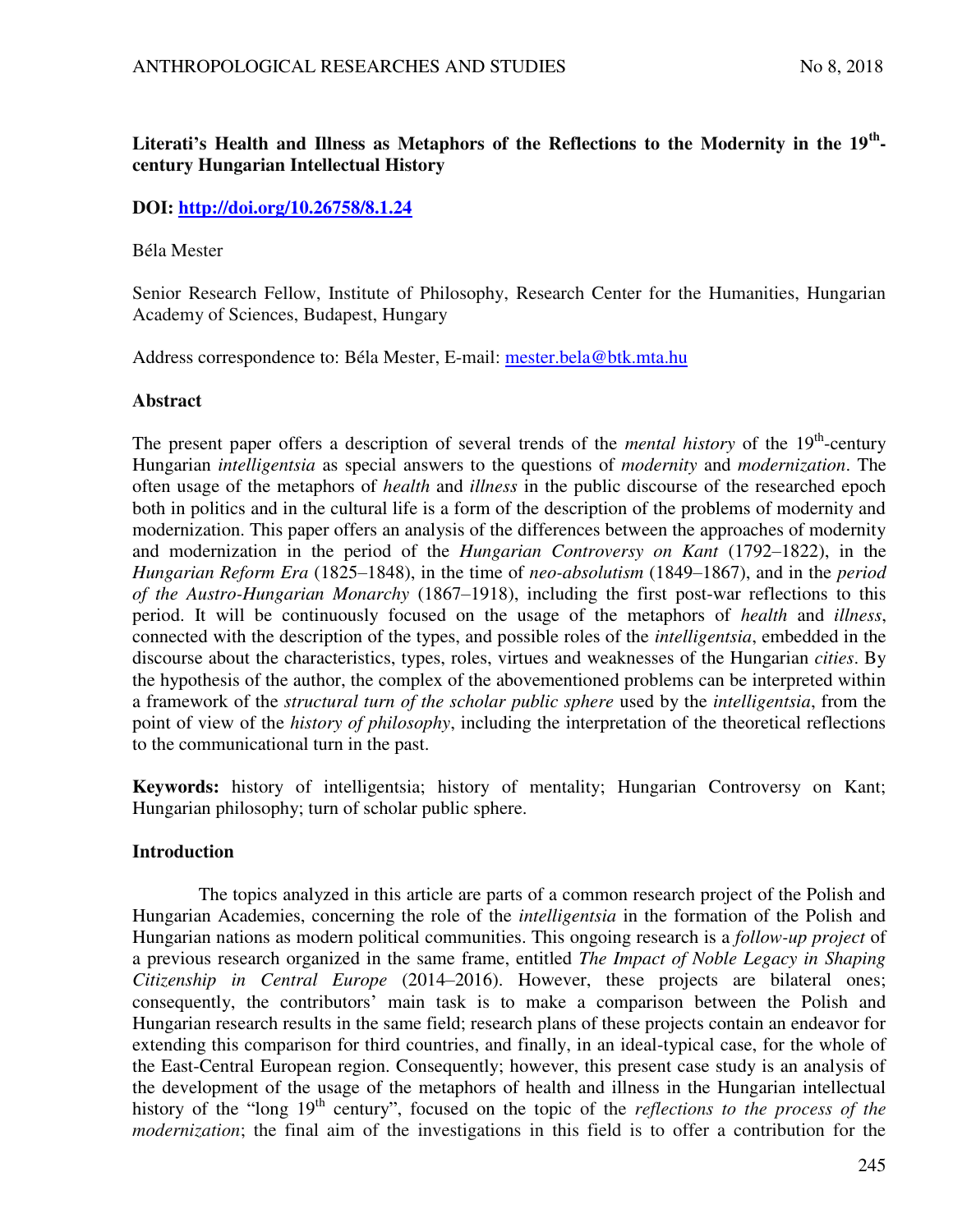# Literati's Health and Illness as Metaphors of the Reflections to the Modernity in the 19th-century Hungarian Intellectual History

**DOI: [http://doi.org/10.26758/8.1.24](http://doi.org/10.26758/8.1.24)**

Béla Mester

Senior Research Fellow, Institute of Philosophy, Research Center for the Humanities, Hungarian Academy of Sciences, Budapest, Hungary

Address correspondence to: Béla Mester, E-mail: [mester.bela@btk.mta.hu](mailto:mester.bela@btk.mta.hu)

## Abstract

The present paper offers a description of several trends of the *mental history* of the 19th-century Hungarian *intelligentsia* as special answers to the questions of *modernity* and *modernization*. The often usage of the metaphors of *health* and *illness* in the public discourse of the researched epoch both in politics and in the cultural life is a form of the description of the problems of modernity and modernization. This paper offers an analysis of the differences between the approaches of modernity and modernization in the period of the *Hungarian Controversy on Kant* (1792–1822), in the *Hungarian Reform Era* (1825–1848), in the time of *neo-absolutism* (1849–1867), and in the *period of the Austro-Hungarian Monarchy* (1867–1918), including the first post-war reflections to this period. It will be continuously focused on the usage of the metaphors of *health* and *illness*, connected with the description of the types, and possible roles of the *intelligentsia*, embedded in the discourse about the characteristics, types, roles, virtues and weaknesses of the Hungarian *cities*. By the hypothesis of the author, the complex of the abovementioned problems can be interpreted within a framework of the *structural turn of the scholar public sphere* used by the *intelligentsia*, from the point of view of the *history of philosophy*, including the interpretation of the theoretical reflections to the communicational turn in the past.

**Keywords:** history of intelligentsia; history of mentality; Hungarian Controversy on Kant; Hungarian philosophy; turn of scholar public sphere.

## Introduction

The topics analyzed in this article are parts of a common research project of the Polish and Hungarian Academies, concerning the role of the *intelligentsia* in the formation of the Polish and Hungarian nations as modern political communities. This ongoing research is a *follow-up project* of a previous research organized in the same frame, entitled *The Impact of Noble Legacy in Shaping Citizenship in Central Europe* (2014–2016). However, these projects are bilateral ones; consequently, the contributors' main task is to make a comparison between the Polish and Hungarian research results in the same field; research plans of these projects contain an endeavor for extending this comparison for third countries, and finally, in an ideal-typical case, for the whole of the East-Central European region. Consequently; however, this present case study is an analysis of the development of the usage of the metaphors of health and illness in the Hungarian intellectual history of the "long 19th century", focused on the topic of the *reflections to the process of the modernization*; the final aim of the investigations in this field is to offer a contribution for the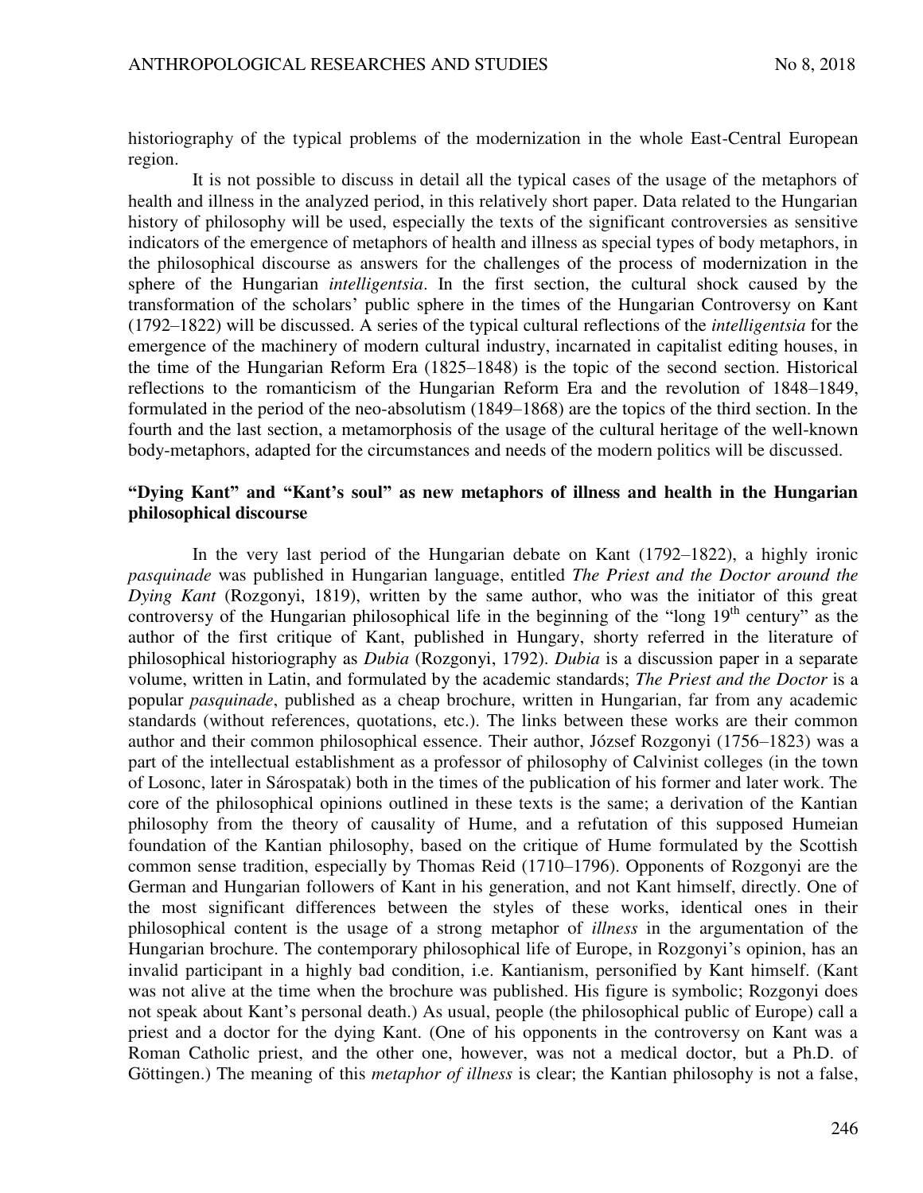historiography of the typical problems of the modernization in the whole East-Central European region.

It is not possible to discuss in detail all the typical cases of the usage of the metaphors of health and illness in the analyzed period, in this relatively short paper. Data related to the Hungarian history of philosophy will be used, especially the texts of the significant controversies as sensitive indicators of the emergence of metaphors of health and illness as special types of body metaphors, in the philosophical discourse as answers for the challenges of the process of modernization in the sphere of the Hungarian *intelligentsia*. In the first section, the cultural shock caused by the transformation of the scholars' public sphere in the times of the Hungarian Controversy on Kant (1792–1822) will be discussed. A series of the typical cultural reflections of the *intelligentsia* for the emergence of the machinery of modern cultural industry, incarnated in capitalist editing houses, in the time of the Hungarian Reform Era (1825–1848) is the topic of the second section. Historical reflections to the romanticism of the Hungarian Reform Era and the revolution of 1848–1849, formulated in the period of the neo-absolutism (1849–1868) are the topics of the third section. In the fourth and the last section, a metamorphosis of the usage of the cultural heritage of the well-known body-metaphors, adapted for the circumstances and needs of the modern politics will be discussed.

## "Dying Kant" and "Kant's soul" as new metaphors of illness and health in the Hungarian philosophical discourse

In the very last period of the Hungarian debate on Kant (1792–1822), a highly ironic *pasquinade* was published in Hungarian language, entitled *The Priest and the Doctor around the Dying Kant* (Rozgonyi, 1819), written by the same author, who was the initiator of this great controversy of the Hungarian philosophical life in the beginning of the "long 19th century" as the author of the first critique of Kant, published in Hungary, shorty referred in the literature of philosophical historiography as *Dubia* (Rozgonyi, 1792). *Dubia* is a discussion paper in a separate volume, written in Latin, and formulated by the academic standards; *The Priest and the Doctor* is a popular *pasquinade*, published as a cheap brochure, written in Hungarian, far from any academic standards (without references, quotations, etc.). The links between these works are their common author and their common philosophical essence. Their author, József Rozgonyi (1756–1823) was a part of the intellectual establishment as a professor of philosophy of Calvinist colleges (in the town of Losonc, later in Sárospatak) both in the times of the publication of his former and later work. The core of the philosophical opinions outlined in these texts is the same; a derivation of the Kantian philosophy from the theory of causality of Hume, and a refutation of this supposed Humeian foundation of the Kantian philosophy, based on the critique of Hume formulated by the Scottish common sense tradition, especially by Thomas Reid (1710–1796). Opponents of Rozgonyi are the German and Hungarian followers of Kant in his generation, and not Kant himself, directly. One of the most significant differences between the styles of these works, identical ones in their philosophical content is the usage of a strong metaphor of *illness* in the argumentation of the Hungarian brochure. The contemporary philosophical life of Europe, in Rozgonyi's opinion, has an invalid participant in a highly bad condition, i.e. Kantianism, personified by Kant himself. (Kant was not alive at the time when the brochure was published. His figure is symbolic; Rozgonyi does not speak about Kant's personal death.) As usual, people (the philosophical public of Europe) call a priest and a doctor for the dying Kant. (One of his opponents in the controversy on Kant was a Roman Catholic priest, and the other one, however, was not a medical doctor, but a Ph.D. of Göttingen.) The meaning of this *metaphor of illness* is clear; the Kantian philosophy is not a false,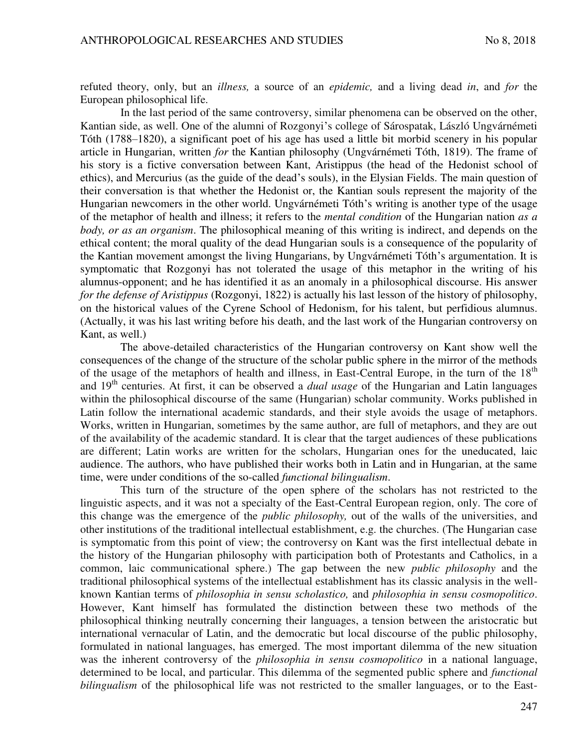refuted theory, only, but an *illness,* a source of an *epidemic,* and a living dead *in*, and *for* the European philosophical life.

In the last period of the same controversy, similar phenomena can be observed on the other, Kantian side, as well. One of the alumni of Rozgonyi's college of Sárospatak, László Ungvárnémeti Tóth (1788–1820), a significant poet of his age has used a little bit morbid scenery in his popular article in Hungarian, written *for* the Kantian philosophy (Ungvárnémeti Tóth, 1819). The frame of his story is a fictive conversation between Kant, Aristippus (the head of the Hedonist school of ethics), and Mercurius (as the guide of the dead's souls), in the Elysian Fields. The main question of their conversation is that whether the Hedonist or, the Kantian souls represent the majority of the Hungarian newcomers in the other world. Ungvárnémeti Tóth's writing is another type of the usage of the metaphor of health and illness; it refers to the *mental condition* of the Hungarian nation *as a body, or as an organism*. The philosophical meaning of this writing is indirect, and depends on the ethical content; the moral quality of the dead Hungarian souls is a consequence of the popularity of the Kantian movement amongst the living Hungarians, by Ungvárnémeti Tóth's argumentation. It is symptomatic that Rozgonyi has not tolerated the usage of this metaphor in the writing of his alumnus-opponent; and he has identified it as an anomaly in a philosophical discourse. His answer *for the defense of Aristippus* (Rozgonyi, 1822) is actually his last lesson of the history of philosophy, on the historical values of the Cyrene School of Hedonism, for his talent, but perfidious alumnus. (Actually, it was his last writing before his death, and the last work of the Hungarian controversy on Kant, as well.)

The above-detailed characteristics of the Hungarian controversy on Kant show well the consequences of the change of the structure of the scholar public sphere in the mirror of the methods of the usage of the metaphors of health and illness, in East-Central Europe, in the turn of the 18th and 19th centuries. At first, it can be observed a *dual usage* of the Hungarian and Latin languages within the philosophical discourse of the same (Hungarian) scholar community. Works published in Latin follow the international academic standards, and their style avoids the usage of metaphors. Works, written in Hungarian, sometimes by the same author, are full of metaphors, and they are out of the availability of the academic standard. It is clear that the target audiences of these publications are different; Latin works are written for the scholars, Hungarian ones for the uneducated, laic audience. The authors, who have published their works both in Latin and in Hungarian, at the same time, were under conditions of the so-called *functional bilingualism*.

This turn of the structure of the open sphere of the scholars has not restricted to the linguistic aspects, and it was not a specialty of the East-Central European region, only. The core of this change was the emergence of the *public philosophy,* out of the walls of the universities, and other institutions of the traditional intellectual establishment, e.g. the churches. (The Hungarian case is symptomatic from this point of view; the controversy on Kant was the first intellectual debate in the history of the Hungarian philosophy with participation both of Protestants and Catholics, in a common, laic communicational sphere.) The gap between the new *public philosophy* and the traditional philosophical systems of the intellectual establishment has its classic analysis in the well-known Kantian terms of *philosophia in sensu scholastico,* and *philosophia in sensu cosmopolitico*. However, Kant himself has formulated the distinction between these two methods of the philosophical thinking neutrally concerning their languages, a tension between the aristocratic but international vernacular of Latin, and the democratic but local discourse of the public philosophy, formulated in national languages, has emerged. The most important dilemma of the new situation was the inherent controversy of the *philosophia in sensu cosmopolitico* in a national language, determined to be local, and particular. This dilemma of the segmented public sphere and *functional bilingualism* of the philosophical life was not restricted to the smaller languages, or to the East-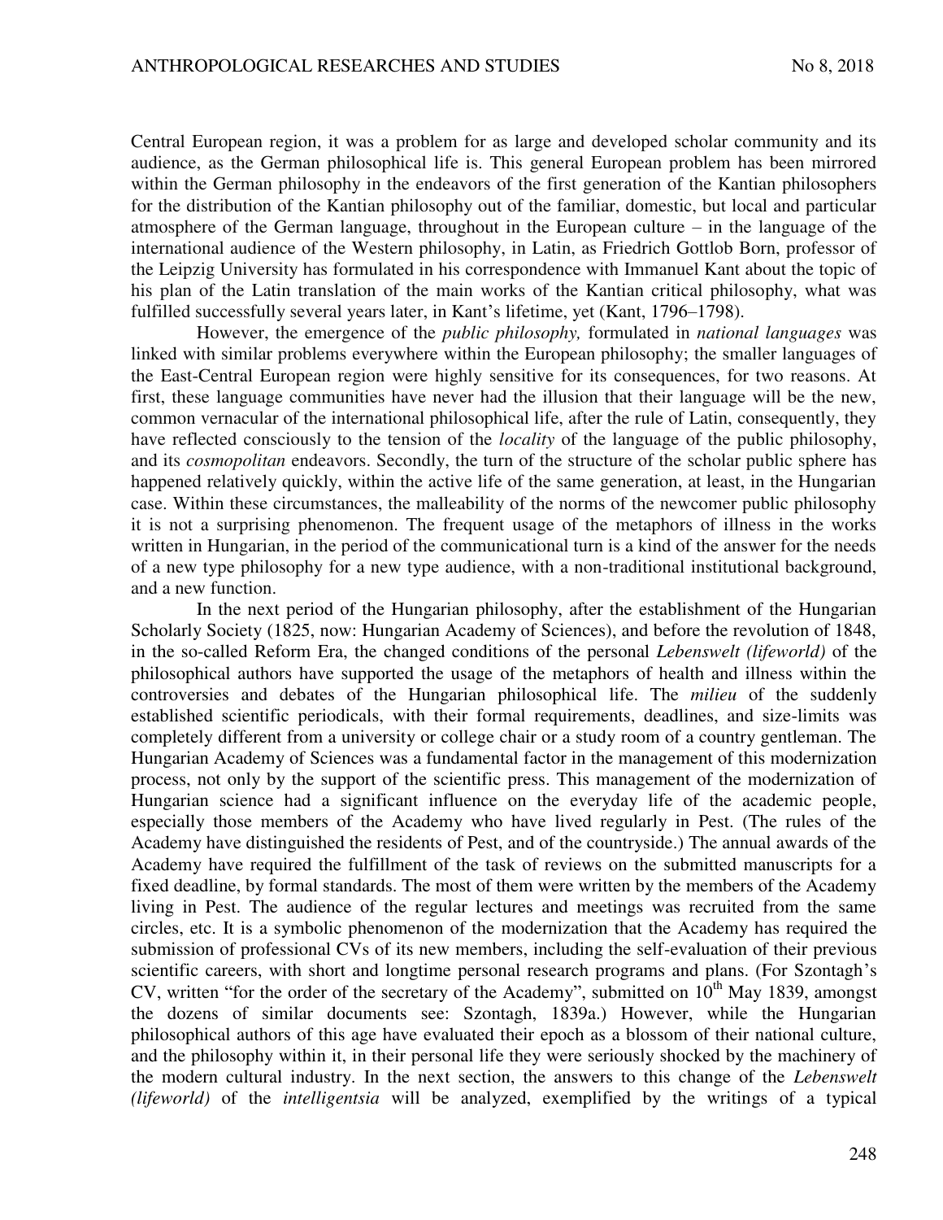Central European region, it was a problem for as large and developed scholar community and its audience, as the German philosophical life is. This general European problem has been mirrored within the German philosophy in the endeavors of the first generation of the Kantian philosophers for the distribution of the Kantian philosophy out of the familiar, domestic, but local and particular atmosphere of the German language, throughout in the European culture – in the language of the international audience of the Western philosophy, in Latin, as Friedrich Gottlob Born, professor of the Leipzig University has formulated in his correspondence with Immanuel Kant about the topic of his plan of the Latin translation of the main works of the Kantian critical philosophy, what was fulfilled successfully several years later, in Kant's lifetime, yet (Kant, 1796–1798).

However, the emergence of the *public philosophy,* formulated in *national languages* was linked with similar problems everywhere within the European philosophy; the smaller languages of the East-Central European region were highly sensitive for its consequences, for two reasons. At first, these language communities have never had the illusion that their language will be the new, common vernacular of the international philosophical life, after the rule of Latin, consequently, they have reflected consciously to the tension of the *locality* of the language of the public philosophy, and its *cosmopolitan* endeavors. Secondly, the turn of the structure of the scholar public sphere has happened relatively quickly, within the active life of the same generation, at least, in the Hungarian case. Within these circumstances, the malleability of the norms of the newcomer public philosophy it is not a surprising phenomenon. The frequent usage of the metaphors of illness in the works written in Hungarian, in the period of the communicational turn is a kind of the answer for the needs of a new type philosophy for a new type audience, with a non-traditional institutional background, and a new function.

In the next period of the Hungarian philosophy, after the establishment of the Hungarian Scholarly Society (1825, now: Hungarian Academy of Sciences), and before the revolution of 1848, in the so-called Reform Era, the changed conditions of the personal *Lebenswelt (lifeworld)* of the philosophical authors have supported the usage of the metaphors of health and illness within the controversies and debates of the Hungarian philosophical life. The *milieu* of the suddenly established scientific periodicals, with their formal requirements, deadlines, and size-limits was completely different from a university or college chair or a study room of a country gentleman. The Hungarian Academy of Sciences was a fundamental factor in the management of this modernization process, not only by the support of the scientific press. This management of the modernization of Hungarian science had a significant influence on the everyday life of the academic people, especially those members of the Academy who have lived regularly in Pest. (The rules of the Academy have distinguished the residents of Pest, and of the countryside.) The annual awards of the Academy have required the fulfillment of the task of reviews on the submitted manuscripts for a fixed deadline, by formal standards. The most of them were written by the members of the Academy living in Pest. The audience of the regular lectures and meetings was recruited from the same circles, etc. It is a symbolic phenomenon of the modernization that the Academy has required the submission of professional CVs of its new members, including the self-evaluation of their previous scientific careers, with short and longtime personal research programs and plans. (For Szontagh's CV, written "for the order of the secretary of the Academy", submitted on 10th May 1839, amongst the dozens of similar documents see: Szontagh, 1839a.) However, while the Hungarian philosophical authors of this age have evaluated their epoch as a blossom of their national culture, and the philosophy within it, in their personal life they were seriously shocked by the machinery of the modern cultural industry. In the next section, the answers to this change of the *Lebenswelt (lifeworld)* of the *intelligentsia* will be analyzed, exemplified by the writings of a typical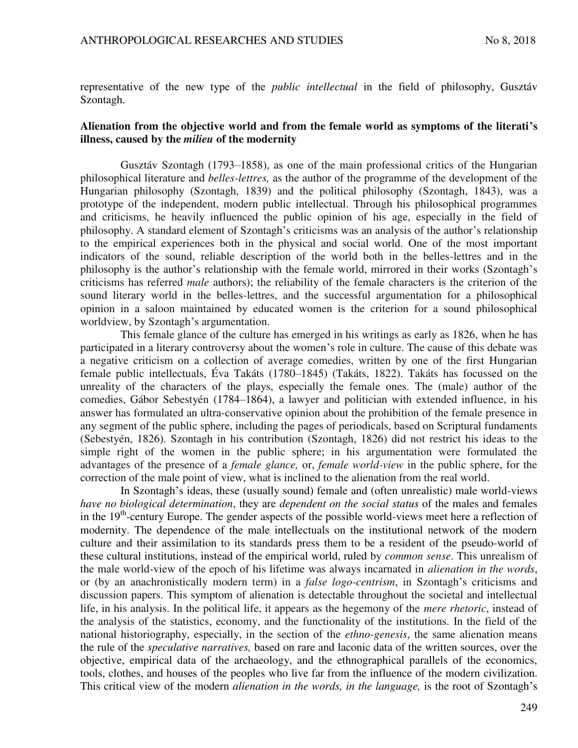representative of the new type of the *public intellectual* in the field of philosophy, Gusztáv Szontagh.

## Alienation from the objective world and from the female world as symptoms of the literati's illness, caused by the *milieu* of the modernity

Gusztáv Szontagh (1793–1858), as one of the main professional critics of the Hungarian philosophical literature and *belles-lettres,* as the author of the programme of the development of the Hungarian philosophy (Szontagh, 1839) and the political philosophy (Szontagh, 1843), was a prototype of the independent, modern public intellectual. Through his philosophical programmes and criticisms, he heavily influenced the public opinion of his age, especially in the field of philosophy. A standard element of Szontagh's criticisms was an analysis of the author's relationship to the empirical experiences both in the physical and social world. One of the most important indicators of the sound, reliable description of the world both in the belles-lettres and in the philosophy is the author's relationship with the female world, mirrored in their works (Szontagh's criticisms has referred *male* authors); the reliability of the female characters is the criterion of the sound literary world in the belles-lettres, and the successful argumentation for a philosophical opinion in a saloon maintained by educated women is the criterion for a sound philosophical worldview, by Szontagh's argumentation.

This female glance of the culture has emerged in his writings as early as 1826, when he has participated in a literary controversy about the women's role in culture. The cause of this debate was a negative criticism on a collection of average comedies, written by one of the first Hungarian female public intellectuals, Éva Takáts (1780–1845) (Takáts, 1822). Takáts has focussed on the unreality of the characters of the plays, especially the female ones. The (male) author of the comedies, Gábor Sebestyén (1784–1864), a lawyer and politician with extended influence, in his answer has formulated an ultra-conservative opinion about the prohibition of the female presence in any segment of the public sphere, including the pages of periodicals, based on Scriptural fundaments (Sebestyén, 1826). Szontagh in his contribution (Szontagh, 1826) did not restrict his ideas to the simple right of the women in the public sphere; in his argumentation were formulated the advantages of the presence of a *female glance,* or, *female world-view* in the public sphere, for the correction of the male point of view, what is inclined to the alienation from the real world.

In Szontagh's ideas, these (usually sound) female and (often unrealistic) male world-views *have no biological determination*, they are *dependent on the social status* of the males and females in the 19th-century Europe. The gender aspects of the possible world-views meet here a reflection of modernity. The dependence of the male intellectuals on the institutional network of the modern culture and their assimilation to its standards press them to be a resident of the pseudo-world of these cultural institutions, instead of the empirical world, ruled by *common sense*. This unrealism of the male world-view of the epoch of his lifetime was always incarnated in *alienation in the words*, or (by an anachronistically modern term) in a *false logo-centrism*, in Szontagh's criticisms and discussion papers. This symptom of alienation is detectable throughout the societal and intellectual life, in his analysis. In the political life, it appears as the hegemony of the *mere rhetoric*, instead of the analysis of the statistics, economy, and the functionality of the institutions. In the field of the national historiography, especially, in the section of the *ethno-genesis*, the same alienation means the rule of the *speculative narratives,* based on rare and laconic data of the written sources, over the objective, empirical data of the archaeology, and the ethnographical parallels of the economics, tools, clothes, and houses of the peoples who live far from the influence of the modern civilization. This critical view of the modern *alienation in the words, in the language,* is the root of Szontagh's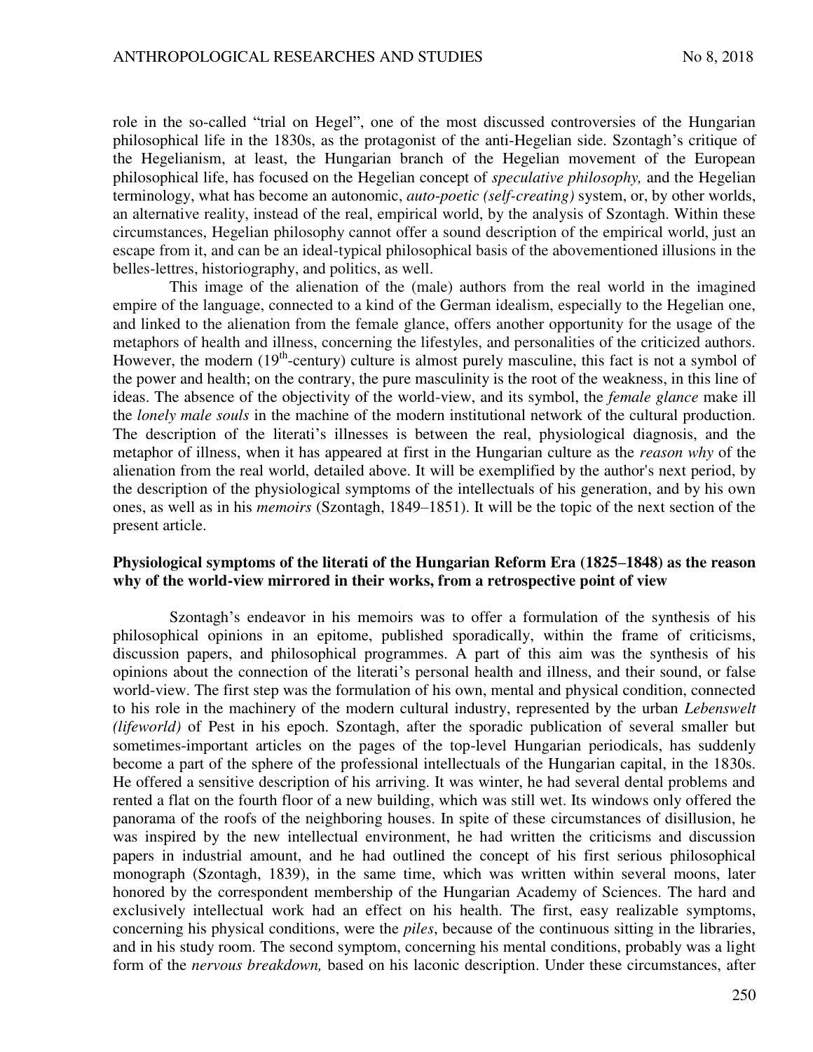role in the so-called "trial on Hegel", one of the most discussed controversies of the Hungarian philosophical life in the 1830s, as the protagonist of the anti-Hegelian side. Szontagh's critique of the Hegelianism, at least, the Hungarian branch of the Hegelian movement of the European philosophical life, has focused on the Hegelian concept of *speculative philosophy,* and the Hegelian terminology, what has become an autonomic, *auto-poetic (self-creating)* system, or, by other worlds, an alternative reality, instead of the real, empirical world, by the analysis of Szontagh. Within these circumstances, Hegelian philosophy cannot offer a sound description of the empirical world, just an escape from it, and can be an ideal-typical philosophical basis of the abovementioned illusions in the belles-lettres, historiography, and politics, as well.

This image of the alienation of the (male) authors from the real world in the imagined empire of the language, connected to a kind of the German idealism, especially to the Hegelian one, and linked to the alienation from the female glance, offers another opportunity for the usage of the metaphors of health and illness, concerning the lifestyles, and personalities of the criticized authors. However, the modern (19th-century) culture is almost purely masculine, this fact is not a symbol of the power and health; on the contrary, the pure masculinity is the root of the weakness, in this line of ideas. The absence of the objectivity of the world-view, and its symbol, the *female glance* make ill the *lonely male souls* in the machine of the modern institutional network of the cultural production. The description of the literati's illnesses is between the real, physiological diagnosis, and the metaphor of illness, when it has appeared at first in the Hungarian culture as the *reason why* of the alienation from the real world, detailed above. It will be exemplified by the author's next period, by the description of the physiological symptoms of the intellectuals of his generation, and by his own ones, as well as in his *memoirs* (Szontagh, 1849–1851). It will be the topic of the next section of the present article.

## Physiological symptoms of the literati of the Hungarian Reform Era (1825–1848) as the reason why of the world-view mirrored in their works, from a retrospective point of view

Szontagh's endeavor in his memoirs was to offer a formulation of the synthesis of his philosophical opinions in an epitome, published sporadically, within the frame of criticisms, discussion papers, and philosophical programmes. A part of this aim was the synthesis of his opinions about the connection of the literati's personal health and illness, and their sound, or false world-view. The first step was the formulation of his own, mental and physical condition, connected to his role in the machinery of the modern cultural industry, represented by the urban *Lebenswelt (lifeworld)* of Pest in his epoch. Szontagh, after the sporadic publication of several smaller but sometimes-important articles on the pages of the top-level Hungarian periodicals, has suddenly become a part of the sphere of the professional intellectuals of the Hungarian capital, in the 1830s. He offered a sensitive description of his arriving. It was winter, he had several dental problems and rented a flat on the fourth floor of a new building, which was still wet. Its windows only offered the panorama of the roofs of the neighboring houses. In spite of these circumstances of disillusion, he was inspired by the new intellectual environment, he had written the criticisms and discussion papers in industrial amount, and he had outlined the concept of his first serious philosophical monograph (Szontagh, 1839), in the same time, which was written within several moons, later honored by the correspondent membership of the Hungarian Academy of Sciences. The hard and exclusively intellectual work had an effect on his health. The first, easy realizable symptoms, concerning his physical conditions, were the *piles*, because of the continuous sitting in the libraries, and in his study room. The second symptom, concerning his mental conditions, probably was a light form of the *nervous breakdown,* based on his laconic description. Under these circumstances, after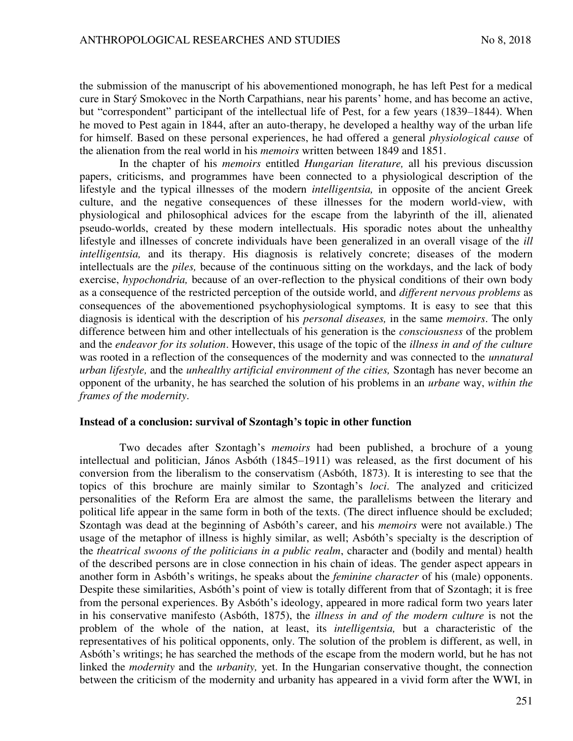the submission of the manuscript of his abovementioned monograph, he has left Pest for a medical cure in Starý Smokovec in the North Carpathians, near his parents' home, and has become an active, but "correspondent" participant of the intellectual life of Pest, for a few years (1839–1844). When he moved to Pest again in 1844, after an auto-therapy, he developed a healthy way of the urban life for himself. Based on these personal experiences, he had offered a general *physiological cause* of the alienation from the real world in his *memoirs* written between 1849 and 1851.

In the chapter of his *memoirs* entitled *Hungarian literature,* all his previous discussion papers, criticisms, and programmes have been connected to a physiological description of the lifestyle and the typical illnesses of the modern *intelligentsia,* in opposite of the ancient Greek culture, and the negative consequences of these illnesses for the modern world-view, with physiological and philosophical advices for the escape from the labyrinth of the ill, alienated pseudo-worlds, created by these modern intellectuals. His sporadic notes about the unhealthy lifestyle and illnesses of concrete individuals have been generalized in an overall visage of the *ill intelligentsia,* and its therapy. His diagnosis is relatively concrete; diseases of the modern intellectuals are the *piles,* because of the continuous sitting on the workdays, and the lack of body exercise, *hypochondria,* because of an over-reflection to the physical conditions of their own body as a consequence of the restricted perception of the outside world, and *different nervous problems* as consequences of the abovementioned psychophysiological symptoms. It is easy to see that this diagnosis is identical with the description of his *personal diseases,* in the same *memoirs*. The only difference between him and other intellectuals of his generation is the *consciousness* of the problem and the *endeavor for its solution*. However, this usage of the topic of the *illness in and of the culture* was rooted in a reflection of the consequences of the modernity and was connected to the *unnatural urban lifestyle,* and the *unhealthy artificial environment of the cities,* Szontagh has never become an opponent of the urbanity, he has searched the solution of his problems in an *urbane* way, *within the frames of the modernity*.

## Instead of a conclusion: survival of Szontagh's topic in other function

Two decades after Szontagh's *memoirs* had been published, a brochure of a young intellectual and politician, János Asbóth (1845–1911) was released, as the first document of his conversion from the liberalism to the conservatism (Asbóth, 1873). It is interesting to see that the topics of this brochure are mainly similar to Szontagh's *loci*. The analyzed and criticized personalities of the Reform Era are almost the same, the parallelisms between the literary and political life appear in the same form in both of the texts. (The direct influence should be excluded; Szontagh was dead at the beginning of Asbóth's career, and his *memoirs* were not available.) The usage of the metaphor of illness is highly similar, as well; Asbóth's specialty is the description of the *theatrical swoons of the politicians in a public realm*, character and (bodily and mental) health of the described persons are in close connection in his chain of ideas. The gender aspect appears in another form in Asbóth's writings, he speaks about the *feminine character* of his (male) opponents. Despite these similarities, Asbóth's point of view is totally different from that of Szontagh; it is free from the personal experiences. By Asbóth's ideology, appeared in more radical form two years later in his conservative manifesto (Asbóth, 1875), the *illness in and of the modern culture* is not the problem of the whole of the nation, at least, its *intelligentsia,* but a characteristic of the representatives of his political opponents, only. The solution of the problem is different, as well, in Asbóth's writings; he has searched the methods of the escape from the modern world, but he has not linked the *modernity* and the *urbanity,* yet. In the Hungarian conservative thought, the connection between the criticism of the modernity and urbanity has appeared in a vivid form after the WWI, in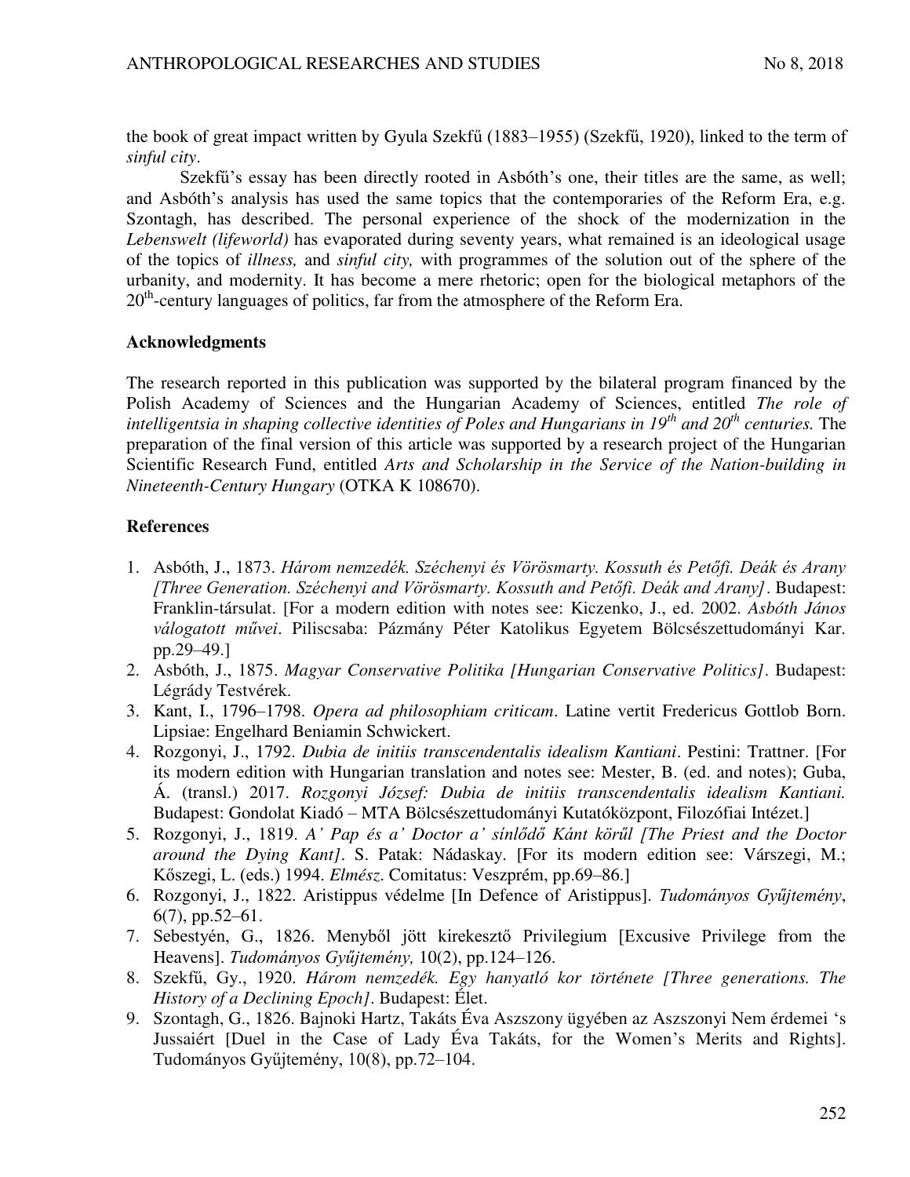the book of great impact written by Gyula Szekfű (1883–1955) (Szekfű, 1920), linked to the term of *sinful city*.

Szekfű's essay has been directly rooted in Asbóth's one, their titles are the same, as well; and Asbóth's analysis has used the same topics that the contemporaries of the Reform Era, e.g. Szontagh, has described. The personal experience of the shock of the modernization in the *Lebenswelt (lifeworld)* has evaporated during seventy years, what remained is an ideological usage of the topics of *illness,* and *sinful city,* with programmes of the solution out of the sphere of the urbanity, and modernity. It has become a mere rhetoric; open for the biological metaphors of the 20th-century languages of politics, far from the atmosphere of the Reform Era.

### Acknowledgments

The research reported in this publication was supported by the bilateral program financed by the Polish Academy of Sciences and the Hungarian Academy of Sciences, entitled *The role of intelligentsia in shaping collective identities of Poles and Hungarians in 19th and 20th centuries.* The preparation of the final version of this article was supported by a research project of the Hungarian Scientific Research Fund, entitled *Arts and Scholarship in the Service of the Nation-building in Nineteenth-Century Hungary* (OTKA K 108670).

### References

1. Asbóth, J., 1873. *Három nemzedék. Széchenyi és Vörösmarty. Kossuth és Petőfi. Deák és Arany [Three Generation. Széchenyi and Vörösmarty. Kossuth and Petőfi. Deák and Arany]*. Budapest: Franklin-társulat. [For a modern edition with notes see: Kiczenko, J., ed. 2002. *Asbóth János válogatott művei*. Piliscsaba: Pázmány Péter Katolikus Egyetem Bölcsészettudományi Kar. pp.29–49.]
2. Asbóth, J., 1875. *Magyar Conservative Politika [Hungarian Conservative Politics]*. Budapest: Légrády Testvérek.
3. Kant, I., 1796–1798. *Opera ad philosophiam criticam*. Latine vertit Fredericus Gottlob Born. Lipsiae: Engelhard Beniamin Schwickert.
4. Rozgonyi, J., 1792. *Dubia de initiis transcendentalis idealism Kantiani*. Pestini: Trattner. [For its modern edition with Hungarian translation and notes see: Mester, B. (ed. and notes); Guba, Á. (transl.) 2017. *Rozgonyi József: Dubia de initiis transcendentalis idealism Kantiani.* Budapest: Gondolat Kiadó – MTA Bölcsészettudományi Kutatóközpont, Filozófiai Intézet.]
5. Rozgonyi, J., 1819. *A' Pap és a' Doctor a' sínlődő Kánt körűl [The Priest and the Doctor around the Dying Kant]*. S. Patak: Nádaskay. [For its modern edition see: Várszegi, M.; Kőszegi, L. (eds.) 1994. *Elmész*. Comitatus: Veszprém, pp.69–86.]
6. Rozgonyi, J., 1822. Aristippus védelme [In Defence of Aristippus]. *Tudományos Gyűjtemény*, 6(7), pp.52–61.
7. Sebestyén, G., 1826. Menyből jött kirekesztő Privilegium [Excusive Privilege from the Heavens]. *Tudományos Gyűjtemény,* 10(2), pp.124–126.
8. Szekfű, Gy., 1920. *Három nemzedék. Egy hanyatló kor története [Three generations. The History of a Declining Epoch]*. Budapest: Élet.
9. Szontagh, G., 1826. Bajnoki Hartz, Takáts Éva Aszszony ügyében az Aszszonyi Nem érdemei 's Jussaiért [Duel in the Case of Lady Éva Takáts, for the Women's Merits and Rights]. Tudományos Gyűjtemény, 10(8), pp.72–104.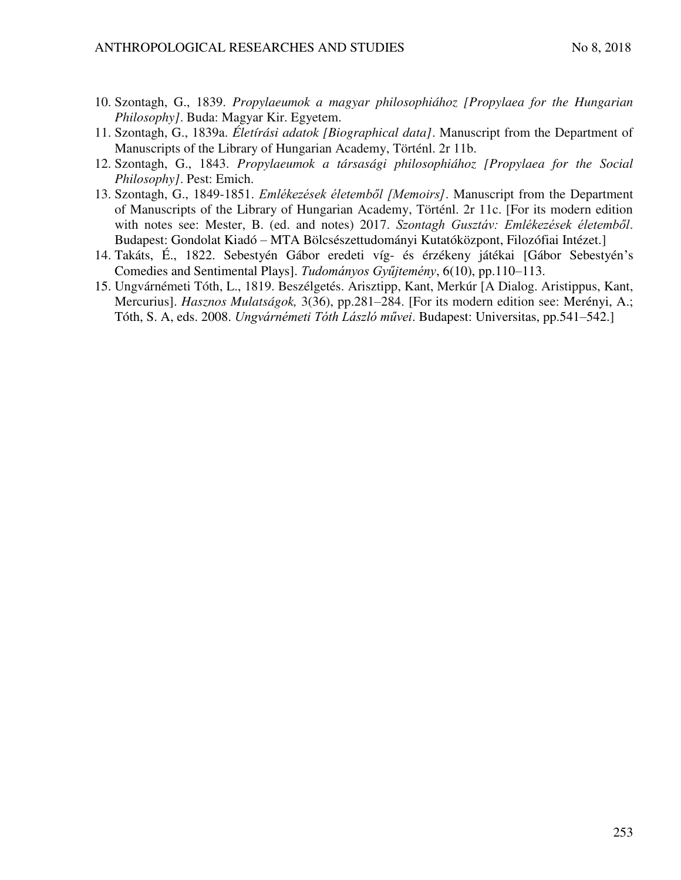10. Szontagh, G., 1839. *Propylaeumok a magyar philosophiához [Propylaea for the Hungarian Philosophy]*. Buda: Magyar Kir. Egyetem.
11. Szontagh, G., 1839a. *Életírási adatok [Biographical data]*. Manuscript from the Department of Manuscripts of the Library of Hungarian Academy, Történl. 2r 11b.
12. Szontagh, G., 1843. *Propylaeumok a társasági philosophiához [Propylaea for the Social Philosophy]*. Pest: Emich.
13. Szontagh, G., 1849-1851. *Emlékezések életemből [Memoirs]*. Manuscript from the Department of Manuscripts of the Library of Hungarian Academy, Történl. 2r 11c. [For its modern edition with notes see: Mester, B. (ed. and notes) 2017. *Szontagh Gusztáv: Emlékezések életemből*. Budapest: Gondolat Kiadó – MTA Bölcsészettudományi Kutatóközpont, Filozófiai Intézet.]
14. Takáts, É., 1822. Sebestyén Gábor eredeti víg- és érzékeny játékai [Gábor Sebestyén's Comedies and Sentimental Plays]. *Tudományos Gyűjtemény*, 6(10), pp.110–113.
15. Ungvárnémeti Tóth, L., 1819. Beszélgetés. Arisztipp, Kant, Merkúr [A Dialog. Aristippus, Kant, Mercurius]. *Hasznos Mulatságok,* 3(36), pp.281–284. [For its modern edition see: Merényi, A.; Tóth, S. A, eds. 2008. *Ungvárnémeti Tóth László művei*. Budapest: Universitas, pp.541–542.]